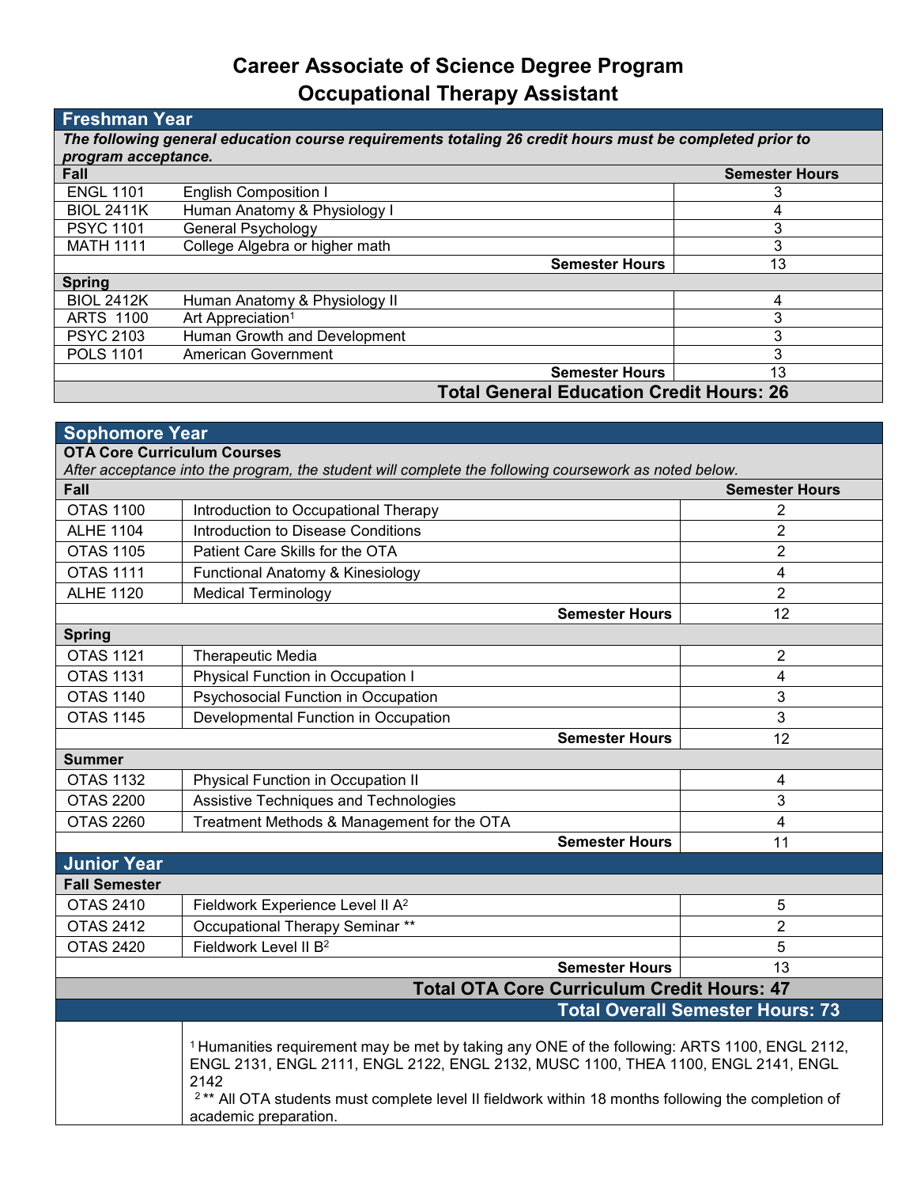# Career Associate of Science Degree Program
# Occupational Therapy Assistant

## Freshman Year

***The following general education course requirements totaling 26 credit hours must be completed prior to program acceptance.***

| **Fall** | | **Semester Hours** |
|---|---|---|
| ENGL 1101 | English Composition I | 3 |
| BIOL 2411K | Human Anatomy & Physiology I | 4 |
| PSYC 1101 | General Psychology | 3 |
| MATH 1111 | College Algebra or higher math | 3 |
| | **Semester Hours** | 13 |
| **Spring** | | |
| BIOL 2412K | Human Anatomy & Physiology II | 4 |
| ARTS 1100 | Art Appreciation[1] | 3 |
| PSYC 2103 | Human Growth and Development | 3 |
| POLS 1101 | American Government | 3 |
| | **Semester Hours** | 13 |
| | **Total General Education Credit Hours: 26** | |

## Sophomore Year

**OTA Core Curriculum Courses**

*After acceptance into the program, the student will complete the following coursework as noted below.*

| **Fall** | | **Semester Hours** |
|---|---|---|
| OTAS 1100 | Introduction to Occupational Therapy | 2 |
| ALHE 1104 | Introduction to Disease Conditions | 2 |
| OTAS 1105 | Patient Care Skills for the OTA | 2 |
| OTAS 1111 | Functional Anatomy & Kinesiology | 4 |
| ALHE 1120 | Medical Terminology | 2 |
| | **Semester Hours** | 12 |
| **Spring** | | |
| OTAS 1121 | Therapeutic Media | 2 |
| OTAS 1131 | Physical Function in Occupation I | 4 |
| OTAS 1140 | Psychosocial Function in Occupation | 3 |
| OTAS 1145 | Developmental Function in Occupation | 3 |
| | **Semester Hours** | 12 |
| **Summer** | | |
| OTAS 1132 | Physical Function in Occupation II | 4 |
| OTAS 2200 | Assistive Techniques and Technologies | 3 |
| OTAS 2260 | Treatment Methods & Management for the OTA | 4 |
| | **Semester Hours** | 11 |

## Junior Year

| **Fall Semester** | | |
|---|---|---|
| OTAS 2410 | Fieldwork Experience Level II A[2] | 5 |
| OTAS 2412 | Occupational Therapy Seminar ** | 2 |
| OTAS 2420 | Fieldwork Level II B[2] | 5 |
| | **Semester Hours** | 13 |
| | **Total OTA Core Curriculum Credit Hours: 47** | |
| | **Total Overall Semester Hours: 73** | |

[1] Humanities requirement may be met by taking any ONE of the following: ARTS 1100, ENGL 2112, ENGL 2131, ENGL 2111, ENGL 2122, ENGL 2132, MUSC 1100, THEA 1100, ENGL 2141, ENGL 2142

[2] ** All OTA students must complete level II fieldwork within 18 months following the completion of academic preparation.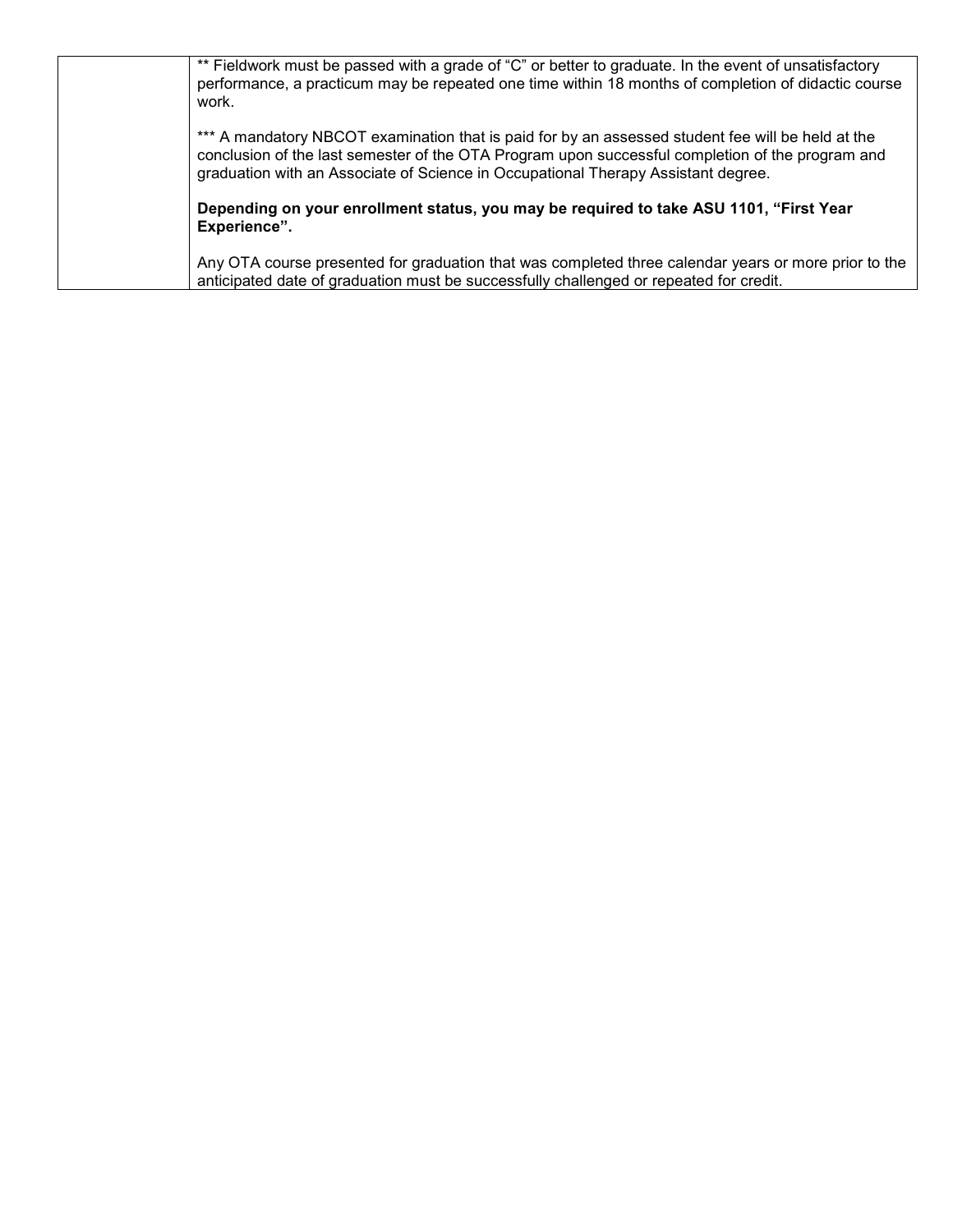| | |
|---|---|
| | ** Fieldwork must be passed with a grade of "C" or better to graduate. In the event of unsatisfactory performance, a practicum may be repeated one time within 18 months of completion of didactic course work.<br><br>*** A mandatory NBCOT examination that is paid for by an assessed student fee will be held at the conclusion of the last semester of the OTA Program upon successful completion of the program and graduation with an Associate of Science in Occupational Therapy Assistant degree.<br><br>**Depending on your enrollment status, you may be required to take ASU 1101, "First Year Experience".**<br><br>Any OTA course presented for graduation that was completed three calendar years or more prior to the anticipated date of graduation must be successfully challenged or repeated for credit. |